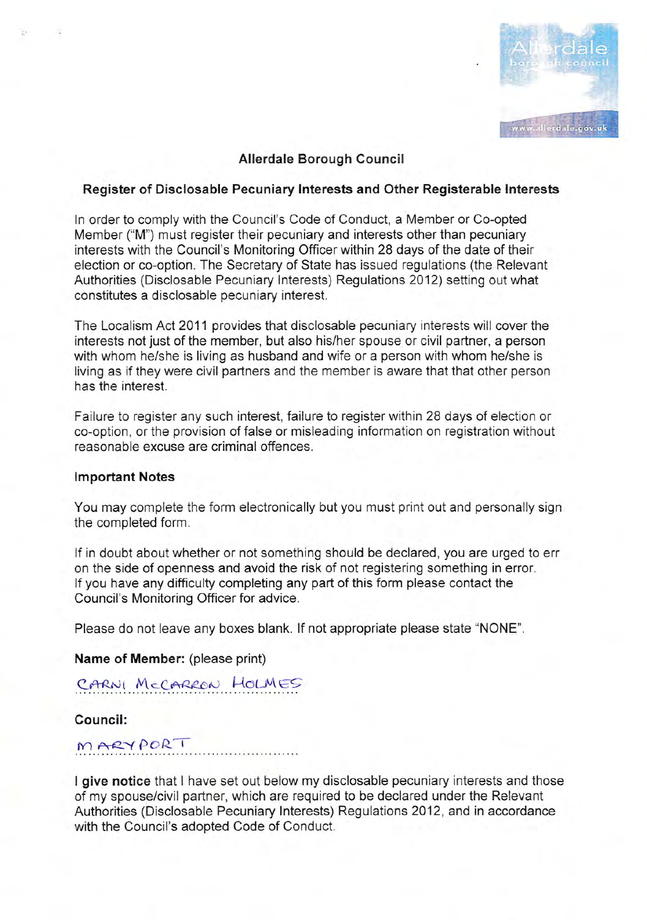# Allerdale Borough Council

## Register of Disclosable Pecuniary Interests and Other Registerable Interests

In order to comply with the Council's Code of Conduct, a Member or Co-opted Member ("M") must register their pecuniary and interests other than pecuniary interests with the Council's Monitoring Officer within 28 days of the date of their election or co-option. The Secretary of State has issued regulations (the Relevant Authorities (Disclosable Pecuniary Interests) Regulations 2012) setting out what constitutes a disclosable pecuniary interest.

The Localism Act 2011 provides that disclosable pecuniary interests will cover the interests not just of the member, but also his/her spouse or civil partner, a person with whom he/she is living as husband and wife or a person with whom he/she is living as if they were civil partners and the member is aware that that other person has the interest.

Failure to register any such interest, failure to register within 28 days of election or co-option, or the provision of false or misleading information on registration without reasonable excuse are criminal offences.

### Important Notes

You may complete the form electronically but you must print out and personally sign the completed form.

If in doubt about whether or not something should be declared, you are urged to err on the side of openness and avoid the risk of not registering something in error. If you have any difficulty completing any part of this form please contact the Council's Monitoring Officer for advice.

Please do not leave any boxes blank. If not appropriate please state "NONE".

**Name of Member:** (please print)

CARNI McCARRON HOLMES

**Council:**

MARYPORT

**I give notice** that I have set out below my disclosable pecuniary interests and those of my spouse/civil partner, which are required to be declared under the Relevant Authorities (Disclosable Pecuniary Interests) Regulations 2012, and in accordance with the Council's adopted Code of Conduct.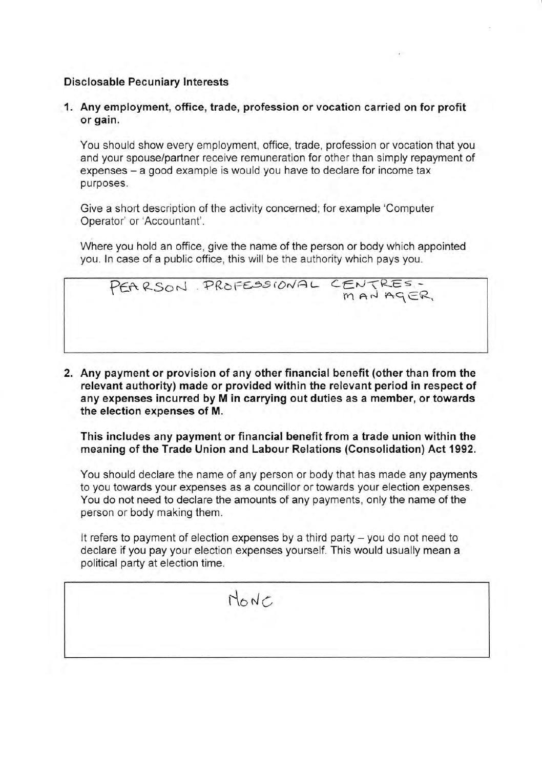**Disclosable Pecuniary Interests**

1. **Any employment, office, trade, profession or vocation carried on for profit or gain.**

   You should show every employment, office, trade, profession or vocation that you and your spouse/partner receive remuneration for other than simply repayment of expenses – a good example is would you have to declare for income tax purposes.

   Give a short description of the activity concerned; for example 'Computer Operator' or 'Accountant'.

   Where you hold an office, give the name of the person or body which appointed you. In case of a public office, this will be the authority which pays you.

| PEARSON PROFESSIONAL CENTRES - MANAGER. |
|---|

2. **Any payment or provision of any other financial benefit (other than from the relevant authority) made or provided within the relevant period in respect of any expenses incurred by M in carrying out duties as a member, or towards the election expenses of M.**

   **This includes any payment or financial benefit from a trade union within the meaning of the Trade Union and Labour Relations (Consolidation) Act 1992.**

   You should declare the name of any person or body that has made any payments to you towards your expenses as a councillor or towards your election expenses. You do not need to declare the amounts of any payments, only the name of the person or body making them.

   It refers to payment of election expenses by a third party – you do not need to declare if you pay your election expenses yourself. This would usually mean a political party at election time.

| NONE |
|---|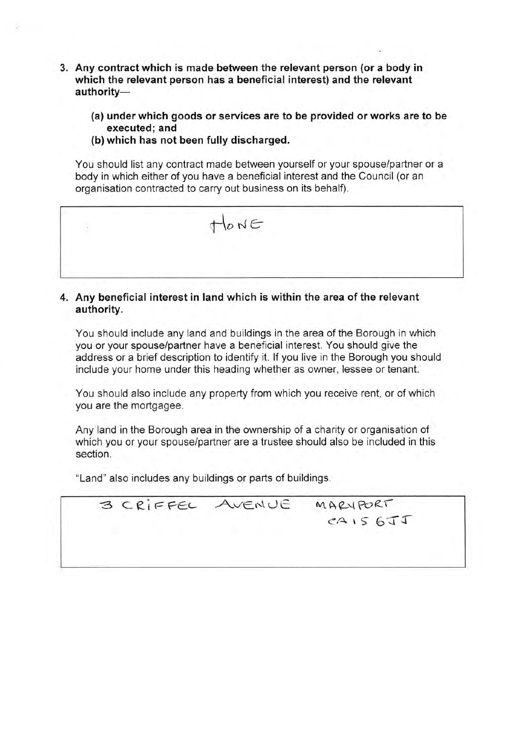3. **Any contract which is made between the relevant person (or a body in which the relevant person has a beneficial interest) and the relevant authority—**

   **(a) under which goods or services are to be provided or works are to be executed; and**

   **(b) which has not been fully discharged.**

   You should list any contract made between yourself or your spouse/partner or a body in which either of you have a beneficial interest and the Council (or an organisation contracted to carry out business on its behalf).

| NONE |
|---|

4. **Any beneficial interest in land which is within the area of the relevant authority.**

   You should include any land and buildings in the area of the Borough in which you or your spouse/partner have a beneficial interest. You should give the address or a brief description to identify it. If you live in the Borough you should include your home under this heading whether as owner, lessee or tenant.

   You should also include any property from which you receive rent, or of which you are the mortgagee.

   Any land in the Borough area in the ownership of a charity or organisation of which you or your spouse/partner are a trustee should also be included in this section.

   "Land" also includes any buildings or parts of buildings.

| 3 CRIFFEL AVENUE MARYPORT CA15 6JJ |
|---|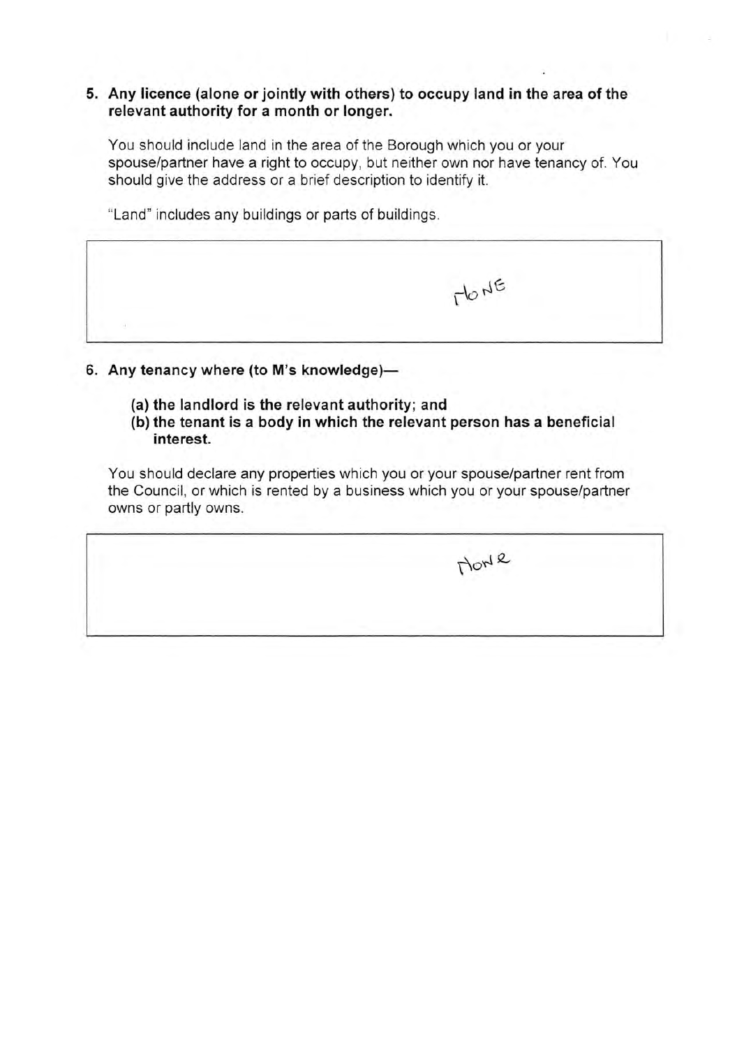**5. Any licence (alone or jointly with others) to occupy land in the area of the relevant authority for a month or longer.**

You should include land in the area of the Borough which you or your spouse/partner have a right to occupy, but neither own nor have tenancy of. You should give the address or a brief description to identify it.

"Land" includes any buildings or parts of buildings.

| |
|---|
| NONE |

**6. Any tenancy where (to M's knowledge)—**

**(a) the landlord is the relevant authority; and**
**(b) the tenant is a body in which the relevant person has a beneficial interest.**

You should declare any properties which you or your spouse/partner rent from the Council, or which is rented by a business which you or your spouse/partner owns or partly owns.

| |
|---|
| None |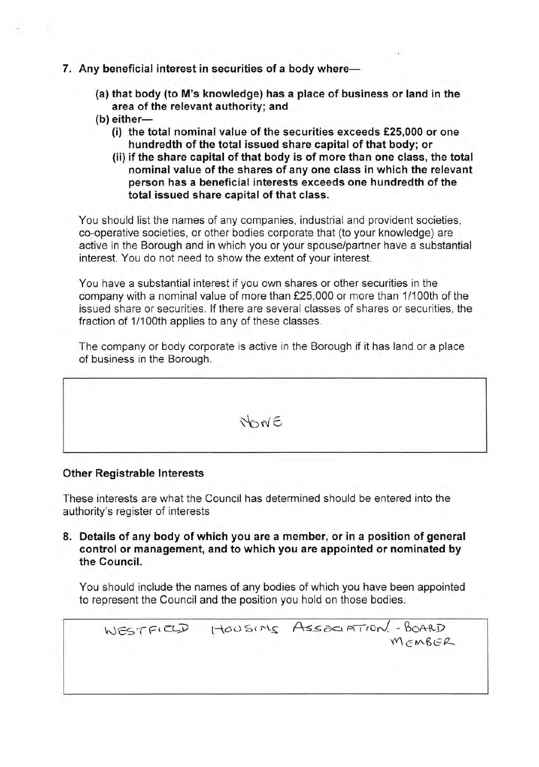**7. Any beneficial interest in securities of a body where—**

**(a) that body (to M's knowledge) has a place of business or land in the area of the relevant authority; and**

**(b) either—**

**(i) the total nominal value of the securities exceeds £25,000 or one hundredth of the total issued share capital of that body; or**

**(ii) if the share capital of that body is of more than one class, the total nominal value of the shares of any one class in which the relevant person has a beneficial interests exceeds one hundredth of the total issued share capital of that class.**

You should list the names of any companies, industrial and provident societies, co-operative societies, or other bodies corporate that (to your knowledge) are active in the Borough and in which you or your spouse/partner have a substantial interest. You do not need to show the extent of your interest.

You have a substantial interest if you own shares or other securities in the company with a nominal value of more than £25,000 or more than 1/100th of the issued share or securities. If there are several classes of shares or securities, the fraction of 1/100th applies to any of these classes.

The company or body corporate is active in the Borough if it has land or a place of business in the Borough.

NONE

**Other Registrable Interests**

These interests are what the Council has determined should be entered into the authority's register of interests

**8. Details of any body of which you are a member, or in a position of general control or management, and to which you are appointed or nominated by the Council.**

You should include the names of any bodies of which you have been appointed to represent the Council and the position you hold on those bodies.

WESTFIELD HOUSING ASSOCIATION - BOARD MEMBER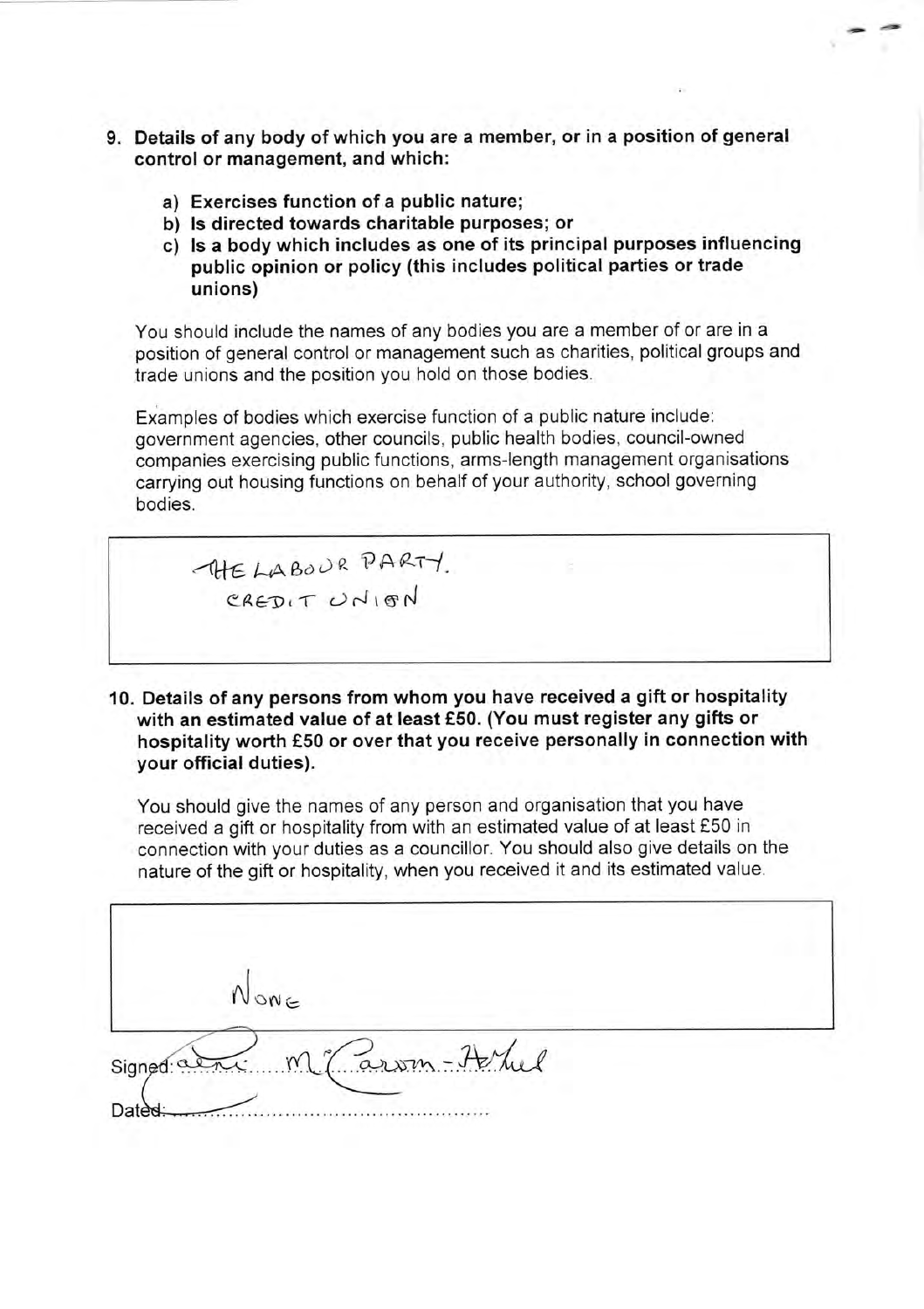9. **Details of any body of which you are a member, or in a position of general control or management, and which:**

   a) **Exercises function of a public nature;**
   b) **Is directed towards charitable purposes; or**
   c) **Is a body which includes as one of its principal purposes influencing public opinion or policy (this includes political parties or trade unions)**

   You should include the names of any bodies you are a member of or are in a position of general control or management such as charities, political groups and trade unions and the position you hold on those bodies.

   Examples of bodies which exercise function of a public nature include: government agencies, other councils, public health bodies, council-owned companies exercising public functions, arms-length management organisations carrying out housing functions on behalf of your authority, school governing bodies.

| |
|---|
| THE LABOUR PARTY. CREDIT UNION |

10. **Details of any persons from whom you have received a gift or hospitality with an estimated value of at least £50. (You must register any gifts or hospitality worth £50 or over that you receive personally in connection with your official duties).**

    You should give the names of any person and organisation that you have received a gift or hospitality from with an estimated value of at least £50 in connection with your duties as a councillor. You should also give details on the nature of the gift or hospitality, when you received it and its estimated value.

| |
|---|
| None |

Signed: [signature]

Dated: ..............................................